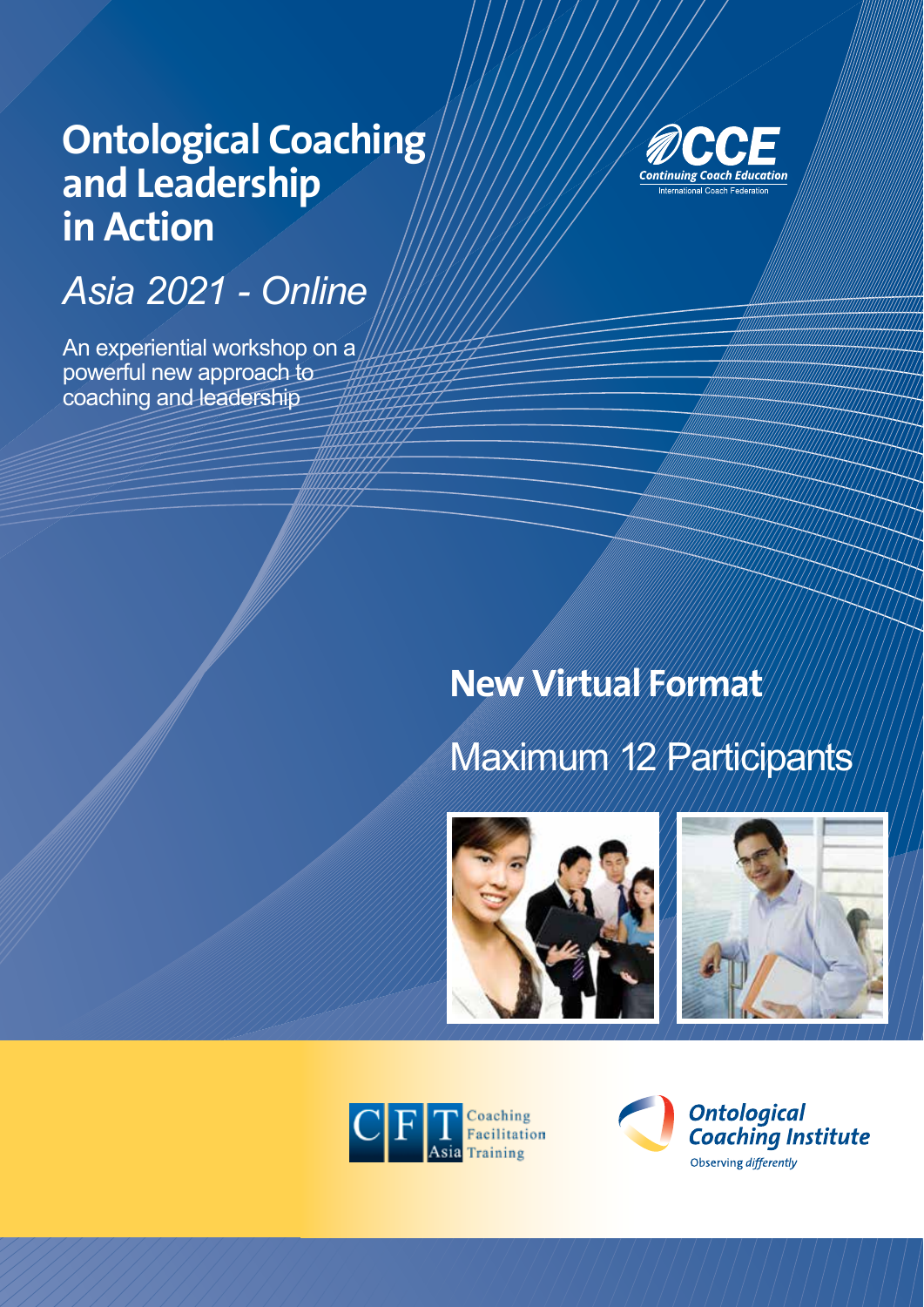# Ontological Coaching and Leadership in Action

*Asia 2021 - Online*

An experiential workshop on a powerful new approach to coaching and leadership

CCE
*Continuing Coach Education*
International Coach Federation

## New Virtual Format

Maximum 12 Participants

CFT Asia Coaching Facilitation Training

**Ontological Coaching Institute**
Observing *differently*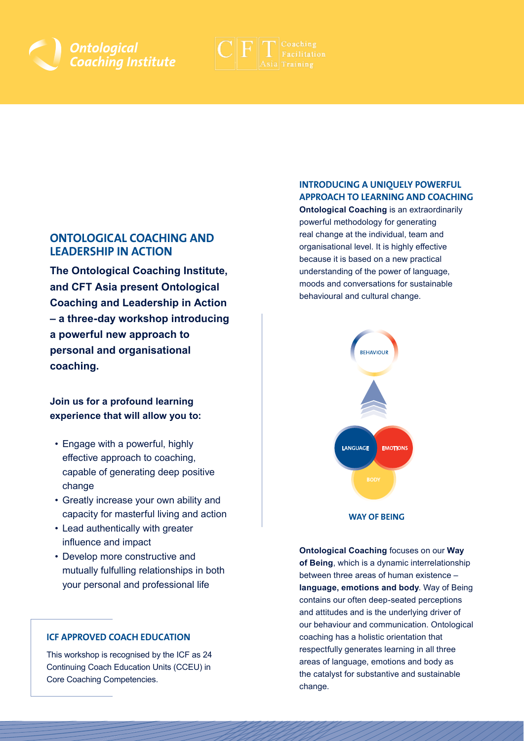Ontological Coaching Institute

CFT Asia — Coaching Facilitation Training

## ONTOLOGICAL COACHING AND LEADERSHIP IN ACTION

**The Ontological Coaching Institute, and CFT Asia present Ontological Coaching and Leadership in Action – a three-day workshop introducing a powerful new approach to personal and organisational coaching.**

**Join us for a profound learning experience that will allow you to:**

- Engage with a powerful, highly effective approach to coaching, capable of generating deep positive change
- Greatly increase your own ability and capacity for masterful living and action
- Lead authentically with greater influence and impact
- Develop more constructive and mutually fulfilling relationships in both your personal and professional life

### ICF APPROVED COACH EDUCATION

This workshop is recognised by the ICF as 24 Continuing Coach Education Units (CCEU) in Core Coaching Competencies.

## INTRODUCING A UNIQUELY POWERFUL APPROACH TO LEARNING AND COACHING

**Ontological Coaching** is an extraordinarily powerful methodology for generating real change at the individual, team and organisational level. It is highly effective because it is based on a new practical understanding of the power of language, moods and conversations for sustainable behavioural and cultural change.

BEHAVIOUR

LANGUAGE EMOTIONS BODY

WAY OF BEING

**Ontological Coaching** focuses on our **Way of Being**, which is a dynamic interrelationship between three areas of human existence – **language, emotions and body**. Way of Being contains our often deep-seated perceptions and attitudes and is the underlying driver of our behaviour and communication. Ontological coaching has a holistic orientation that respectfully generates learning in all three areas of language, emotions and body as the catalyst for substantive and sustainable change.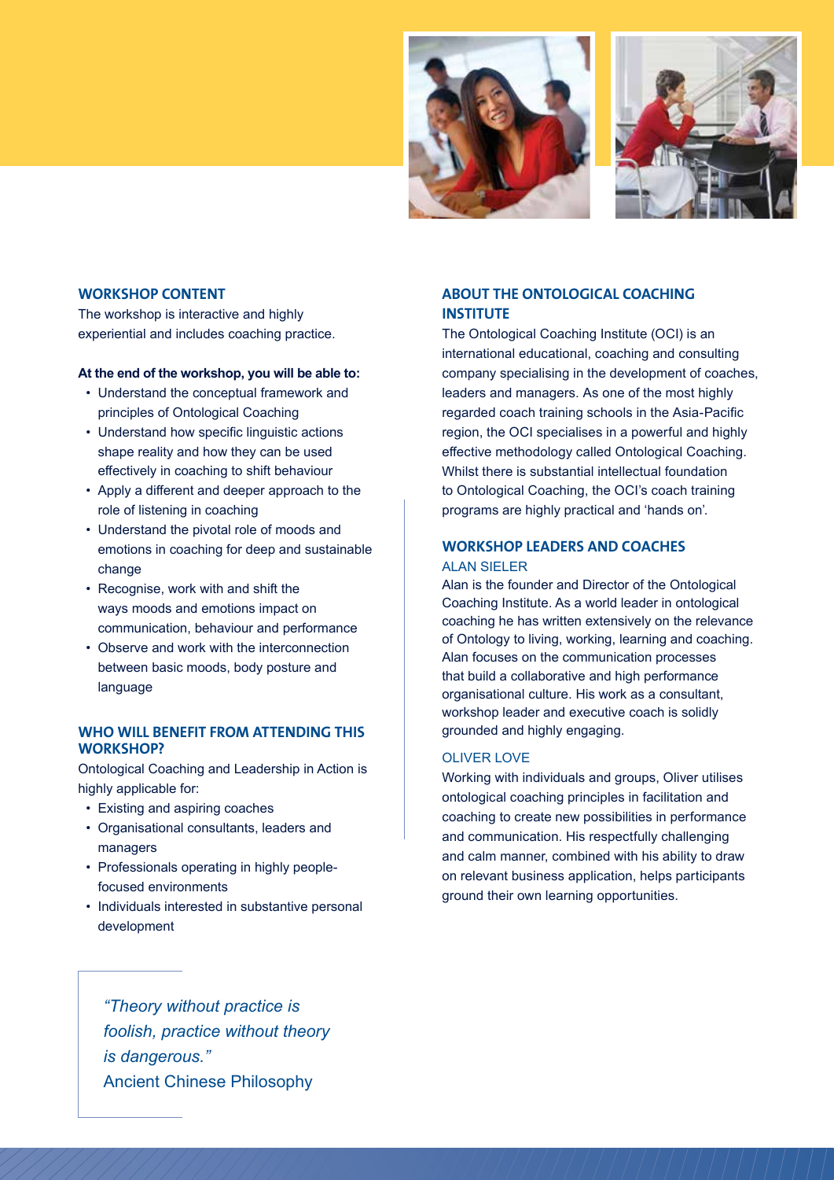## WORKSHOP CONTENT

The workshop is interactive and highly experiential and includes coaching practice.

**At the end of the workshop, you will be able to:**

- Understand the conceptual framework and principles of Ontological Coaching
- Understand how specific linguistic actions shape reality and how they can be used effectively in coaching to shift behaviour
- Apply a different and deeper approach to the role of listening in coaching
- Understand the pivotal role of moods and emotions in coaching for deep and sustainable change
- Recognise, work with and shift the ways moods and emotions impact on communication, behaviour and performance
- Observe and work with the interconnection between basic moods, body posture and language

## WHO WILL BENEFIT FROM ATTENDING THIS WORKSHOP?

Ontological Coaching and Leadership in Action is highly applicable for:

- Existing and aspiring coaches
- Organisational consultants, leaders and managers
- Professionals operating in highly people-focused environments
- Individuals interested in substantive personal development

> *"Theory without practice is foolish, practice without theory is dangerous."*
> Ancient Chinese Philosophy

## ABOUT THE ONTOLOGICAL COACHING INSTITUTE

The Ontological Coaching Institute (OCI) is an international educational, coaching and consulting company specialising in the development of coaches, leaders and managers. As one of the most highly regarded coach training schools in the Asia-Pacific region, the OCI specialises in a powerful and highly effective methodology called Ontological Coaching. Whilst there is substantial intellectual foundation to Ontological Coaching, the OCI's coach training programs are highly practical and 'hands on'.

## WORKSHOP LEADERS AND COACHES

### ALAN SIELER

Alan is the founder and Director of the Ontological Coaching Institute. As a world leader in ontological coaching he has written extensively on the relevance of Ontology to living, working, learning and coaching. Alan focuses on the communication processes that build a collaborative and high performance organisational culture. His work as a consultant, workshop leader and executive coach is solidly grounded and highly engaging.

### OLIVER LOVE

Working with individuals and groups, Oliver utilises ontological coaching principles in facilitation and coaching to create new possibilities in performance and communication. His respectfully challenging and calm manner, combined with his ability to draw on relevant business application, helps participants ground their own learning opportunities.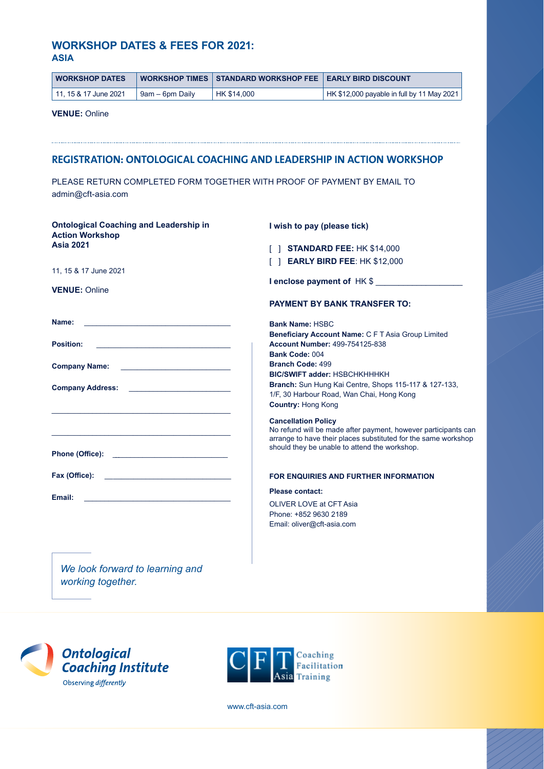## WORKSHOP DATES & FEES FOR 2021:
### ASIA

| WORKSHOP DATES | WORKSHOP TIMES | STANDARD WORKSHOP FEE | EARLY BIRD DISCOUNT |
|---|---|---|---|
| 11, 15 & 17 June 2021 | 9am – 6pm Daily | HK $14,000 | HK $12,000 payable in full by 11 May 2021 |

**VENUE:** Online

## REGISTRATION: ONTOLOGICAL COACHING AND LEADERSHIP IN ACTION WORKSHOP

PLEASE RETURN COMPLETED FORM TOGETHER WITH PROOF OF PAYMENT BY EMAIL TO admin@cft-asia.com

**Ontological Coaching and Leadership in Action Workshop**
**Asia 2021**

11, 15 & 17 June 2021

**VENUE:** Online

**Name:** ________________________________

**Position:** ________________________________

**Company Name:** ________________________________

**Company Address:** ________________________________

________________________________

________________________________

**Phone (Office):** ________________________________

**Fax (Office):** ________________________________

**Email:** ________________________________

*We look forward to learning and working together.*

**I wish to pay (please tick)**

[ ] **STANDARD FEE:** HK $14,000

[ ] **EARLY BIRD FEE**: HK $12,000

**I enclose payment of** HK $ ____________________

**PAYMENT BY BANK TRANSFER TO:**

**Bank Name:** HSBC
**Beneficiary Account Name:** C F T Asia Group Limited
**Account Number:** 499-754125-838
**Bank Code:** 004
**Branch Code:** 499
**BIC/SWIFT adder:** HSBCHKHHHKH
**Branch:** Sun Hung Kai Centre, Shops 115-117 & 127-133, 1/F, 30 Harbour Road, Wan Chai, Hong Kong
**Country:** Hong Kong

**Cancellation Policy**
No refund will be made after payment, however participants can arrange to have their places substituted for the same workshop should they be unable to attend the workshop.

**FOR ENQUIRIES AND FURTHER INFORMATION**

**Please contact:**

OLIVER LOVE at CFT Asia
Phone: +852 9630 2189
Email: oliver@cft-asia.com

Ontological Coaching Institute
Observing *differently*

CFT Asia Coaching Facilitation Training

www.cft-asia.com